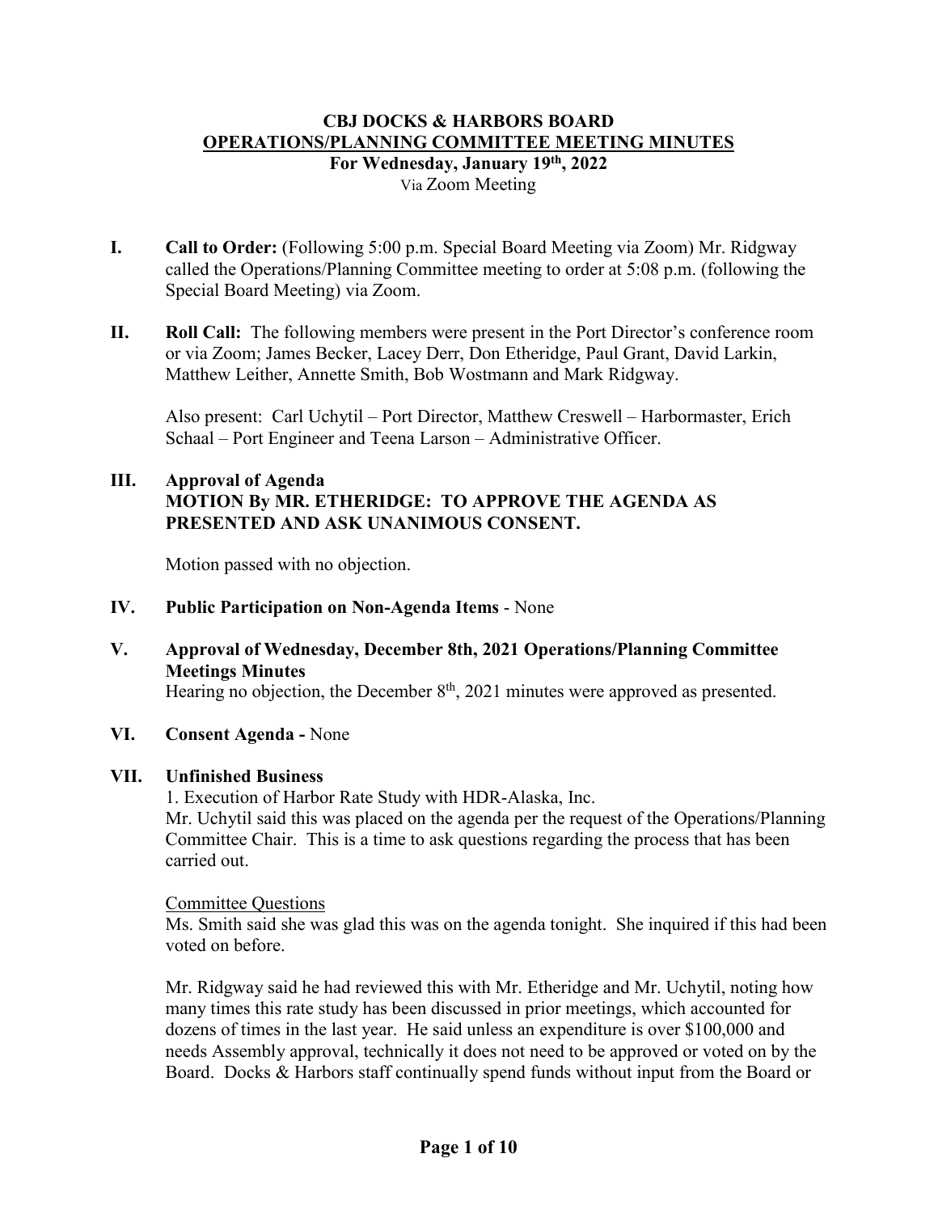# CBJ DOCKS & HARBORS BOARD

## OPERATIONS/PLANNING COMMITTEE MEETING MINUTES

**For Wednesday, January 19th, 2022**

Via Zoom Meeting

**I. Call to Order:** (Following 5:00 p.m. Special Board Meeting via Zoom) Mr. Ridgway called the Operations/Planning Committee meeting to order at 5:08 p.m. (following the Special Board Meeting) via Zoom.

**II. Roll Call:** The following members were present in the Port Director's conference room or via Zoom; James Becker, Lacey Derr, Don Etheridge, Paul Grant, David Larkin, Matthew Leither, Annette Smith, Bob Wostmann and Mark Ridgway.

Also present: Carl Uchytil – Port Director, Matthew Creswell – Harbormaster, Erich Schaal – Port Engineer and Teena Larson – Administrative Officer.

**III. Approval of Agenda**

**MOTION By MR. ETHERIDGE: TO APPROVE THE AGENDA AS PRESENTED AND ASK UNANIMOUS CONSENT.**

Motion passed with no objection.

**IV. Public Participation on Non-Agenda Items** - None

**V. Approval of Wednesday, December 8th, 2021 Operations/Planning Committee Meetings Minutes**

Hearing no objection, the December 8th, 2021 minutes were approved as presented.

**VI. Consent Agenda -** None

**VII. Unfinished Business**

1. Execution of Harbor Rate Study with HDR-Alaska, Inc.

Mr. Uchytil said this was placed on the agenda per the request of the Operations/Planning Committee Chair. This is a time to ask questions regarding the process that has been carried out.

Committee Questions

Ms. Smith said she was glad this was on the agenda tonight. She inquired if this had been voted on before.

Mr. Ridgway said he had reviewed this with Mr. Etheridge and Mr. Uchytil, noting how many times this rate study has been discussed in prior meetings, which accounted for dozens of times in the last year. He said unless an expenditure is over $100,000 and needs Assembly approval, technically it does not need to be approved or voted on by the Board. Docks & Harbors staff continually spend funds without input from the Board or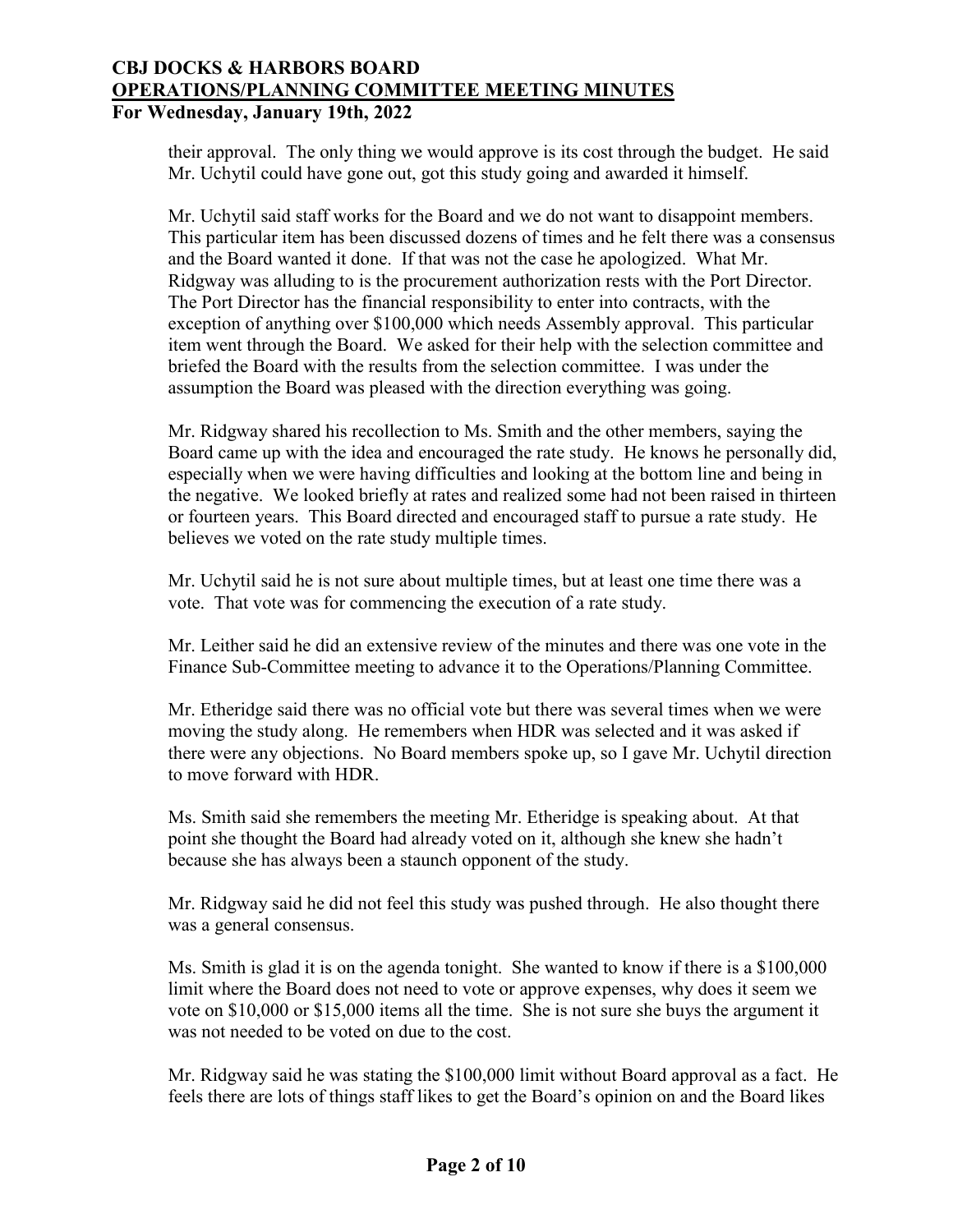their approval. The only thing we would approve is its cost through the budget. He said Mr. Uchytil could have gone out, got this study going and awarded it himself.

Mr. Uchytil said staff works for the Board and we do not want to disappoint members. This particular item has been discussed dozens of times and he felt there was a consensus and the Board wanted it done. If that was not the case he apologized. What Mr. Ridgway was alluding to is the procurement authorization rests with the Port Director. The Port Director has the financial responsibility to enter into contracts, with the exception of anything over $100,000 which needs Assembly approval. This particular item went through the Board. We asked for their help with the selection committee and briefed the Board with the results from the selection committee. I was under the assumption the Board was pleased with the direction everything was going.

Mr. Ridgway shared his recollection to Ms. Smith and the other members, saying the Board came up with the idea and encouraged the rate study. He knows he personally did, especially when we were having difficulties and looking at the bottom line and being in the negative. We looked briefly at rates and realized some had not been raised in thirteen or fourteen years. This Board directed and encouraged staff to pursue a rate study. He believes we voted on the rate study multiple times.

Mr. Uchytil said he is not sure about multiple times, but at least one time there was a vote. That vote was for commencing the execution of a rate study.

Mr. Leither said he did an extensive review of the minutes and there was one vote in the Finance Sub-Committee meeting to advance it to the Operations/Planning Committee.

Mr. Etheridge said there was no official vote but there was several times when we were moving the study along. He remembers when HDR was selected and it was asked if there were any objections. No Board members spoke up, so I gave Mr. Uchytil direction to move forward with HDR.

Ms. Smith said she remembers the meeting Mr. Etheridge is speaking about. At that point she thought the Board had already voted on it, although she knew she hadn't because she has always been a staunch opponent of the study.

Mr. Ridgway said he did not feel this study was pushed through. He also thought there was a general consensus.

Ms. Smith is glad it is on the agenda tonight. She wanted to know if there is a $100,000 limit where the Board does not need to vote or approve expenses, why does it seem we vote on $10,000 or $15,000 items all the time. She is not sure she buys the argument it was not needed to be voted on due to the cost.

Mr. Ridgway said he was stating the $100,000 limit without Board approval as a fact. He feels there are lots of things staff likes to get the Board's opinion on and the Board likes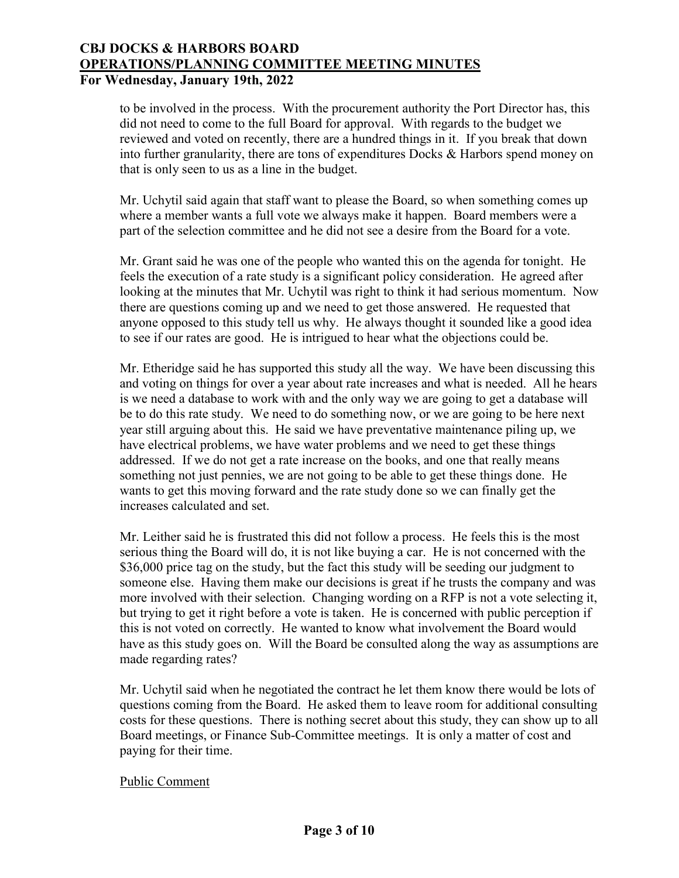to be involved in the process. With the procurement authority the Port Director has, this did not need to come to the full Board for approval. With regards to the budget we reviewed and voted on recently, there are a hundred things in it. If you break that down into further granularity, there are tons of expenditures Docks & Harbors spend money on that is only seen to us as a line in the budget.

Mr. Uchytil said again that staff want to please the Board, so when something comes up where a member wants a full vote we always make it happen. Board members were a part of the selection committee and he did not see a desire from the Board for a vote.

Mr. Grant said he was one of the people who wanted this on the agenda for tonight. He feels the execution of a rate study is a significant policy consideration. He agreed after looking at the minutes that Mr. Uchytil was right to think it had serious momentum. Now there are questions coming up and we need to get those answered. He requested that anyone opposed to this study tell us why. He always thought it sounded like a good idea to see if our rates are good. He is intrigued to hear what the objections could be.

Mr. Etheridge said he has supported this study all the way. We have been discussing this and voting on things for over a year about rate increases and what is needed. All he hears is we need a database to work with and the only way we are going to get a database will be to do this rate study. We need to do something now, or we are going to be here next year still arguing about this. He said we have preventative maintenance piling up, we have electrical problems, we have water problems and we need to get these things addressed. If we do not get a rate increase on the books, and one that really means something not just pennies, we are not going to be able to get these things done. He wants to get this moving forward and the rate study done so we can finally get the increases calculated and set.

Mr. Leither said he is frustrated this did not follow a process. He feels this is the most serious thing the Board will do, it is not like buying a car. He is not concerned with the \$36,000 price tag on the study, but the fact this study will be seeding our judgment to someone else. Having them make our decisions is great if he trusts the company and was more involved with their selection. Changing wording on a RFP is not a vote selecting it, but trying to get it right before a vote is taken. He is concerned with public perception if this is not voted on correctly. He wanted to know what involvement the Board would have as this study goes on. Will the Board be consulted along the way as assumptions are made regarding rates?

Mr. Uchytil said when he negotiated the contract he let them know there would be lots of questions coming from the Board. He asked them to leave room for additional consulting costs for these questions. There is nothing secret about this study, they can show up to all Board meetings, or Finance Sub-Committee meetings. It is only a matter of cost and paying for their time.

Public Comment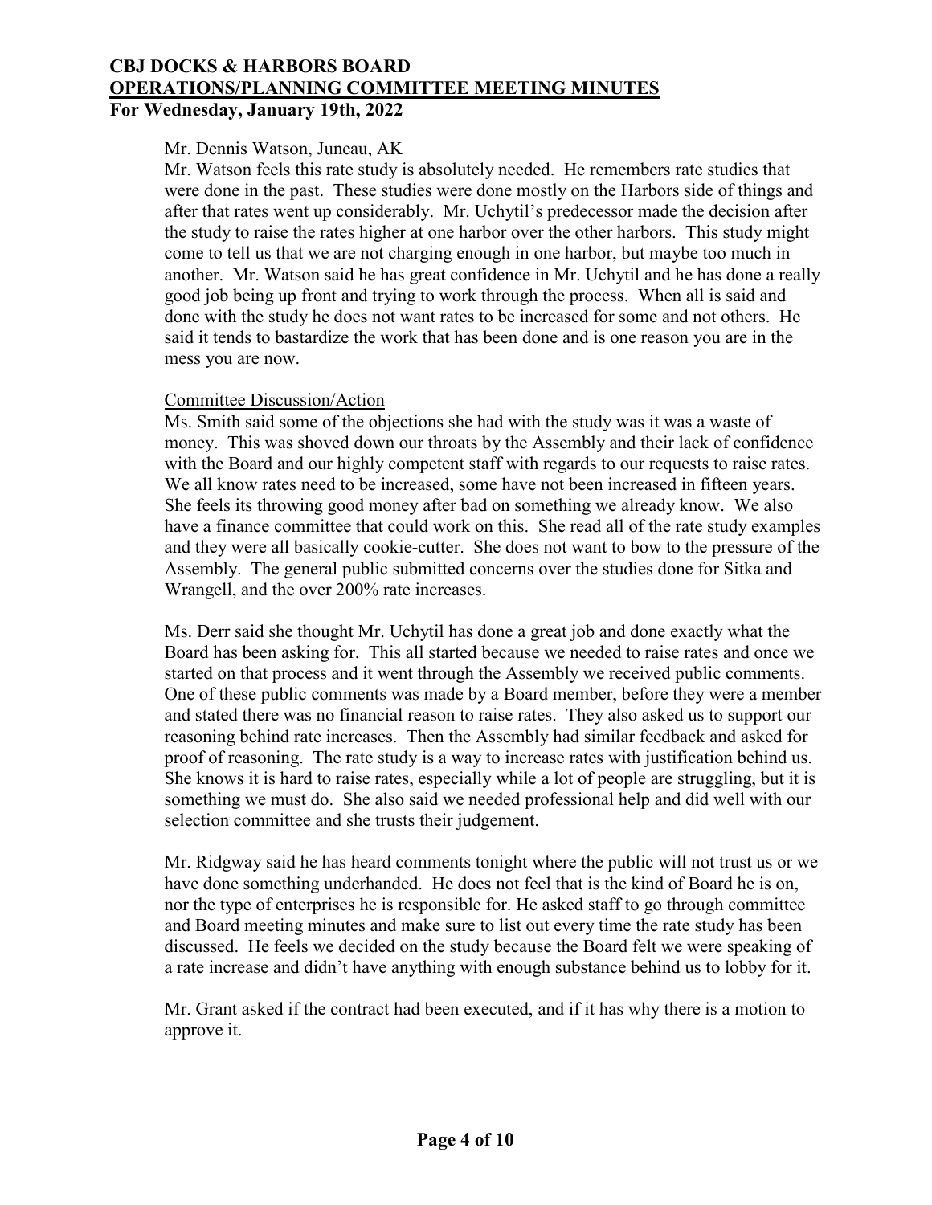Mr. Dennis Watson, Juneau, AK

Mr. Watson feels this rate study is absolutely needed. He remembers rate studies that were done in the past. These studies were done mostly on the Harbors side of things and after that rates went up considerably. Mr. Uchytil's predecessor made the decision after the study to raise the rates higher at one harbor over the other harbors. This study might come to tell us that we are not charging enough in one harbor, but maybe too much in another. Mr. Watson said he has great confidence in Mr. Uchytil and he has done a really good job being up front and trying to work through the process. When all is said and done with the study he does not want rates to be increased for some and not others. He said it tends to bastardize the work that has been done and is one reason you are in the mess you are now.

Committee Discussion/Action

Ms. Smith said some of the objections she had with the study was it was a waste of money. This was shoved down our throats by the Assembly and their lack of confidence with the Board and our highly competent staff with regards to our requests to raise rates. We all know rates need to be increased, some have not been increased in fifteen years. She feels its throwing good money after bad on something we already know. We also have a finance committee that could work on this. She read all of the rate study examples and they were all basically cookie-cutter. She does not want to bow to the pressure of the Assembly. The general public submitted concerns over the studies done for Sitka and Wrangell, and the over 200% rate increases.

Ms. Derr said she thought Mr. Uchytil has done a great job and done exactly what the Board has been asking for. This all started because we needed to raise rates and once we started on that process and it went through the Assembly we received public comments. One of these public comments was made by a Board member, before they were a member and stated there was no financial reason to raise rates. They also asked us to support our reasoning behind rate increases. Then the Assembly had similar feedback and asked for proof of reasoning. The rate study is a way to increase rates with justification behind us. She knows it is hard to raise rates, especially while a lot of people are struggling, but it is something we must do. She also said we needed professional help and did well with our selection committee and she trusts their judgement.

Mr. Ridgway said he has heard comments tonight where the public will not trust us or we have done something underhanded. He does not feel that is the kind of Board he is on, nor the type of enterprises he is responsible for. He asked staff to go through committee and Board meeting minutes and make sure to list out every time the rate study has been discussed. He feels we decided on the study because the Board felt we were speaking of a rate increase and didn't have anything with enough substance behind us to lobby for it.

Mr. Grant asked if the contract had been executed, and if it has why there is a motion to approve it.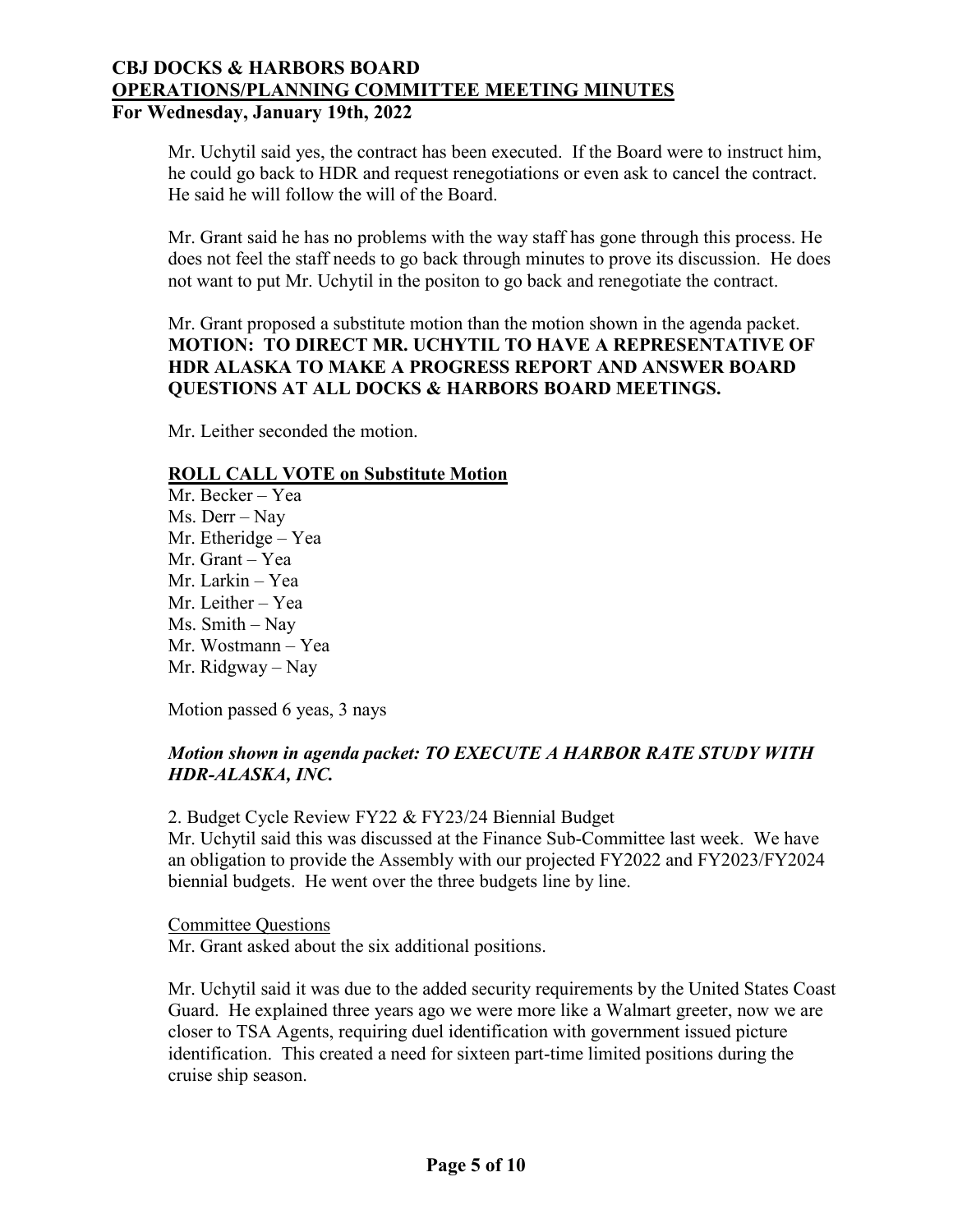Mr. Uchytil said yes, the contract has been executed. If the Board were to instruct him, he could go back to HDR and request renegotiations or even ask to cancel the contract. He said he will follow the will of the Board.

Mr. Grant said he has no problems with the way staff has gone through this process. He does not feel the staff needs to go back through minutes to prove its discussion. He does not want to put Mr. Uchytil in the positon to go back and renegotiate the contract.

Mr. Grant proposed a substitute motion than the motion shown in the agenda packet.
**MOTION: TO DIRECT MR. UCHYTIL TO HAVE A REPRESENTATIVE OF HDR ALASKA TO MAKE A PROGRESS REPORT AND ANSWER BOARD QUESTIONS AT ALL DOCKS & HARBORS BOARD MEETINGS.**

Mr. Leither seconded the motion.

**ROLL CALL VOTE on Substitute Motion**

Mr. Becker – Yea
Ms. Derr – Nay
Mr. Etheridge – Yea
Mr. Grant – Yea
Mr. Larkin – Yea
Mr. Leither – Yea
Ms. Smith – Nay
Mr. Wostmann – Yea
Mr. Ridgway – Nay

Motion passed 6 yeas, 3 nays

***Motion shown in agenda packet: TO EXECUTE A HARBOR RATE STUDY WITH HDR-ALASKA, INC.***

2. Budget Cycle Review FY22 & FY23/24 Biennial Budget
Mr. Uchytil said this was discussed at the Finance Sub-Committee last week. We have an obligation to provide the Assembly with our projected FY2022 and FY2023/FY2024 biennial budgets. He went over the three budgets line by line.

Committee Questions

Mr. Grant asked about the six additional positions.

Mr. Uchytil said it was due to the added security requirements by the United States Coast Guard. He explained three years ago we were more like a Walmart greeter, now we are closer to TSA Agents, requiring duel identification with government issued picture identification. This created a need for sixteen part-time limited positions during the cruise ship season.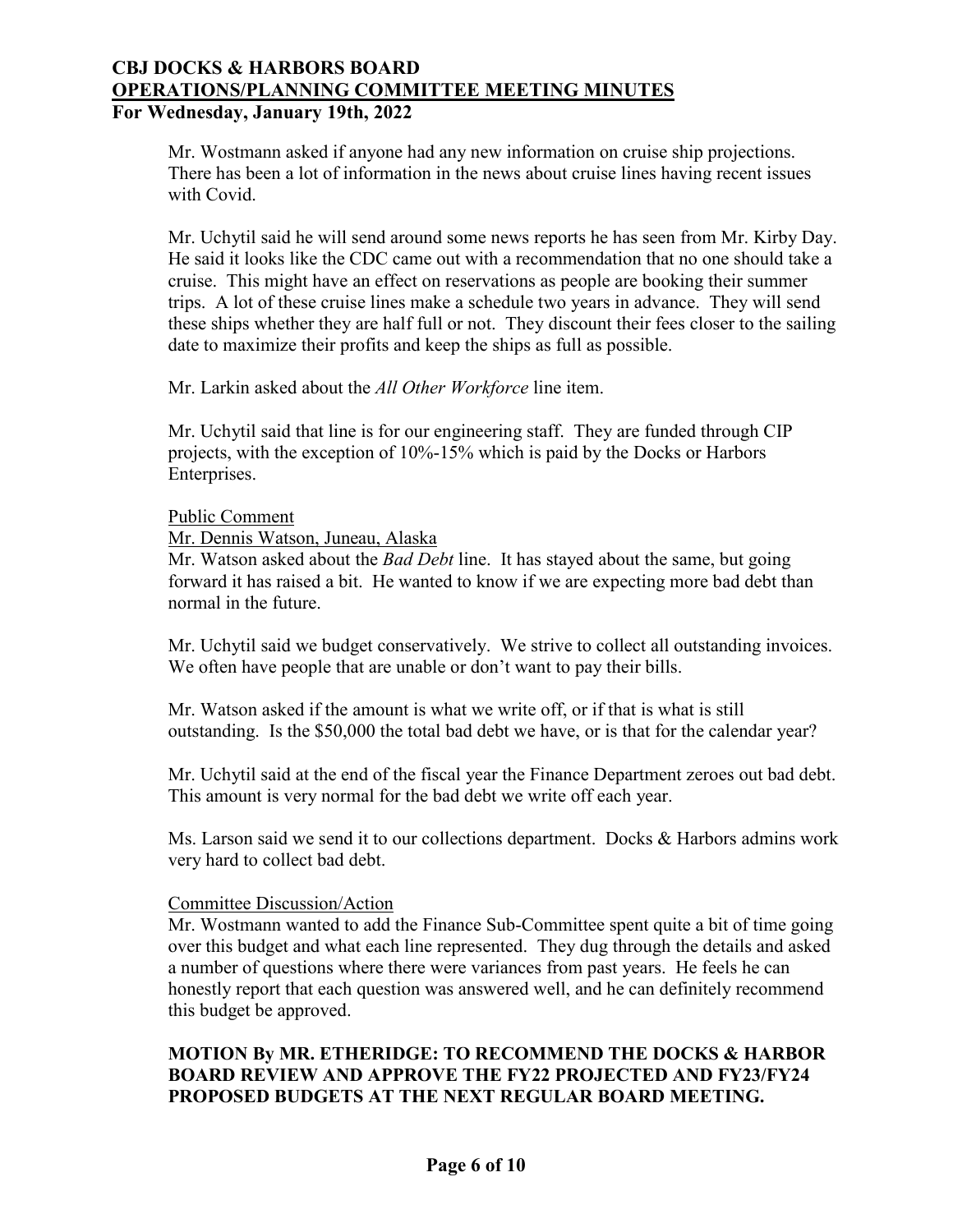Mr. Wostmann asked if anyone had any new information on cruise ship projections. There has been a lot of information in the news about cruise lines having recent issues with Covid.

Mr. Uchytil said he will send around some news reports he has seen from Mr. Kirby Day. He said it looks like the CDC came out with a recommendation that no one should take a cruise. This might have an effect on reservations as people are booking their summer trips. A lot of these cruise lines make a schedule two years in advance. They will send these ships whether they are half full or not. They discount their fees closer to the sailing date to maximize their profits and keep the ships as full as possible.

Mr. Larkin asked about the *All Other Workforce* line item.

Mr. Uchytil said that line is for our engineering staff. They are funded through CIP projects, with the exception of 10%-15% which is paid by the Docks or Harbors Enterprises.

Public Comment

Mr. Dennis Watson, Juneau, Alaska

Mr. Watson asked about the *Bad Debt* line. It has stayed about the same, but going forward it has raised a bit. He wanted to know if we are expecting more bad debt than normal in the future.

Mr. Uchytil said we budget conservatively. We strive to collect all outstanding invoices. We often have people that are unable or don't want to pay their bills.

Mr. Watson asked if the amount is what we write off, or if that is what is still outstanding. Is the $50,000 the total bad debt we have, or is that for the calendar year?

Mr. Uchytil said at the end of the fiscal year the Finance Department zeroes out bad debt. This amount is very normal for the bad debt we write off each year.

Ms. Larson said we send it to our collections department. Docks & Harbors admins work very hard to collect bad debt.

Committee Discussion/Action

Mr. Wostmann wanted to add the Finance Sub-Committee spent quite a bit of time going over this budget and what each line represented. They dug through the details and asked a number of questions where there were variances from past years. He feels he can honestly report that each question was answered well, and he can definitely recommend this budget be approved.

**MOTION By MR. ETHERIDGE: TO RECOMMEND THE DOCKS & HARBOR BOARD REVIEW AND APPROVE THE FY22 PROJECTED AND FY23/FY24 PROPOSED BUDGETS AT THE NEXT REGULAR BOARD MEETING.**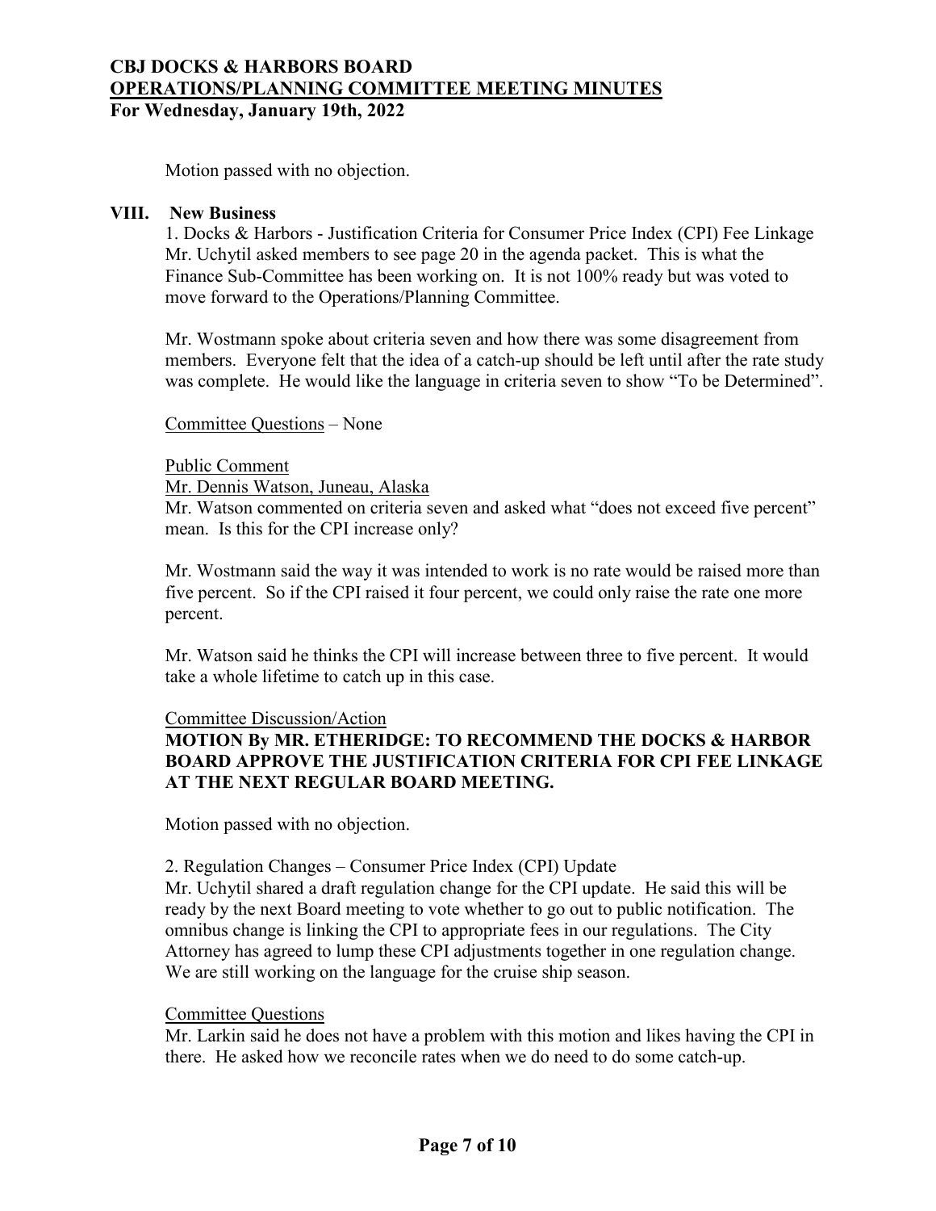Motion passed with no objection.

## VIII. New Business

1. Docks & Harbors - Justification Criteria for Consumer Price Index (CPI) Fee Linkage
Mr. Uchytil asked members to see page 20 in the agenda packet. This is what the Finance Sub-Committee has been working on. It is not 100% ready but was voted to move forward to the Operations/Planning Committee.

Mr. Wostmann spoke about criteria seven and how there was some disagreement from members. Everyone felt that the idea of a catch-up should be left until after the rate study was complete. He would like the language in criteria seven to show "To be Determined".

Committee Questions – None

Public Comment

Mr. Dennis Watson, Juneau, Alaska

Mr. Watson commented on criteria seven and asked what "does not exceed five percent" mean. Is this for the CPI increase only?

Mr. Wostmann said the way it was intended to work is no rate would be raised more than five percent. So if the CPI raised it four percent, we could only raise the rate one more percent.

Mr. Watson said he thinks the CPI will increase between three to five percent. It would take a whole lifetime to catch up in this case.

Committee Discussion/Action

**MOTION By MR. ETHERIDGE: TO RECOMMEND THE DOCKS & HARBOR BOARD APPROVE THE JUSTIFICATION CRITERIA FOR CPI FEE LINKAGE AT THE NEXT REGULAR BOARD MEETING.**

Motion passed with no objection.

2. Regulation Changes – Consumer Price Index (CPI) Update
Mr. Uchytil shared a draft regulation change for the CPI update. He said this will be ready by the next Board meeting to vote whether to go out to public notification. The omnibus change is linking the CPI to appropriate fees in our regulations. The City Attorney has agreed to lump these CPI adjustments together in one regulation change. We are still working on the language for the cruise ship season.

Committee Questions

Mr. Larkin said he does not have a problem with this motion and likes having the CPI in there. He asked how we reconcile rates when we do need to do some catch-up.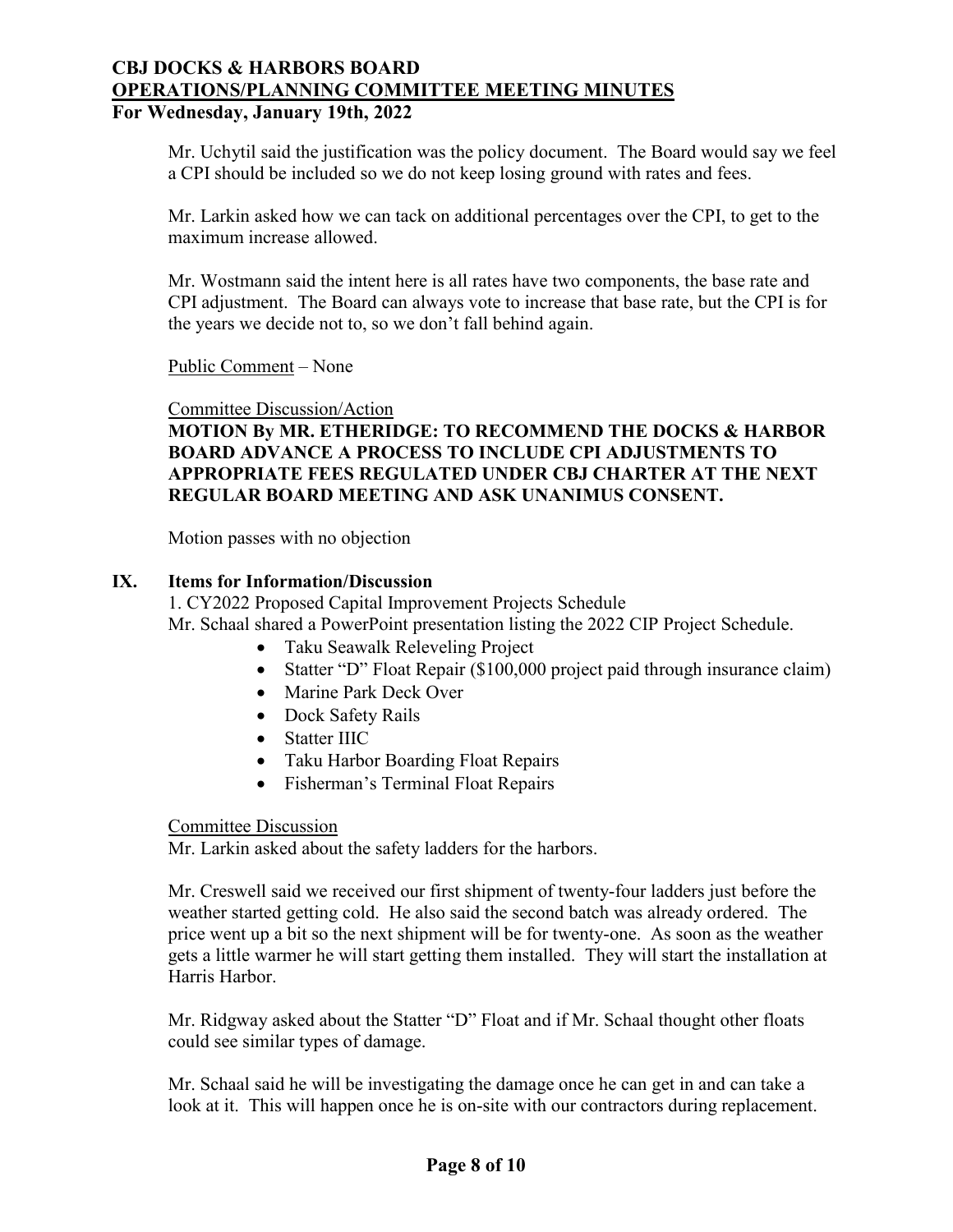Mr. Uchytil said the justification was the policy document. The Board would say we feel a CPI should be included so we do not keep losing ground with rates and fees.

Mr. Larkin asked how we can tack on additional percentages over the CPI, to get to the maximum increase allowed.

Mr. Wostmann said the intent here is all rates have two components, the base rate and CPI adjustment. The Board can always vote to increase that base rate, but the CPI is for the years we decide not to, so we don't fall behind again.

Public Comment – None

Committee Discussion/Action

**MOTION By MR. ETHERIDGE: TO RECOMMEND THE DOCKS & HARBOR BOARD ADVANCE A PROCESS TO INCLUDE CPI ADJUSTMENTS TO APPROPRIATE FEES REGULATED UNDER CBJ CHARTER AT THE NEXT REGULAR BOARD MEETING AND ASK UNANIMUS CONSENT.**

Motion passes with no objection

## IX. Items for Information/Discussion

1. CY2022 Proposed Capital Improvement Projects Schedule

Mr. Schaal shared a PowerPoint presentation listing the 2022 CIP Project Schedule.

- Taku Seawalk Releveling Project
- Statter "D" Float Repair ($100,000 project paid through insurance claim)
- Marine Park Deck Over
- Dock Safety Rails
- Statter IIIC
- Taku Harbor Boarding Float Repairs
- Fisherman's Terminal Float Repairs

Committee Discussion

Mr. Larkin asked about the safety ladders for the harbors.

Mr. Creswell said we received our first shipment of twenty-four ladders just before the weather started getting cold. He also said the second batch was already ordered. The price went up a bit so the next shipment will be for twenty-one. As soon as the weather gets a little warmer he will start getting them installed. They will start the installation at Harris Harbor.

Mr. Ridgway asked about the Statter "D" Float and if Mr. Schaal thought other floats could see similar types of damage.

Mr. Schaal said he will be investigating the damage once he can get in and can take a look at it. This will happen once he is on-site with our contractors during replacement.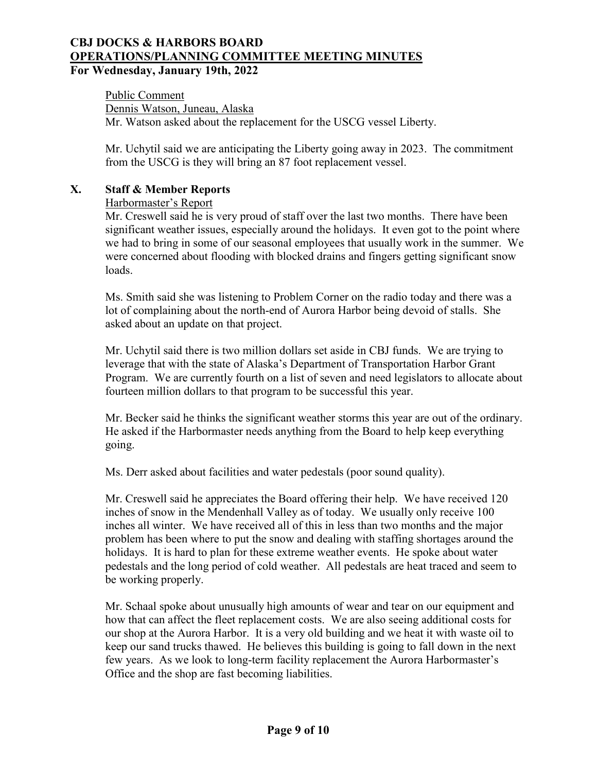Public Comment

Dennis Watson, Juneau, Alaska

Mr. Watson asked about the replacement for the USCG vessel Liberty.

Mr. Uchytil said we are anticipating the Liberty going away in 2023. The commitment from the USCG is they will bring an 87 foot replacement vessel.

## X. Staff & Member Reports

Harbormaster's Report

Mr. Creswell said he is very proud of staff over the last two months. There have been significant weather issues, especially around the holidays. It even got to the point where we had to bring in some of our seasonal employees that usually work in the summer. We were concerned about flooding with blocked drains and fingers getting significant snow loads.

Ms. Smith said she was listening to Problem Corner on the radio today and there was a lot of complaining about the north-end of Aurora Harbor being devoid of stalls. She asked about an update on that project.

Mr. Uchytil said there is two million dollars set aside in CBJ funds. We are trying to leverage that with the state of Alaska's Department of Transportation Harbor Grant Program. We are currently fourth on a list of seven and need legislators to allocate about fourteen million dollars to that program to be successful this year.

Mr. Becker said he thinks the significant weather storms this year are out of the ordinary. He asked if the Harbormaster needs anything from the Board to help keep everything going.

Ms. Derr asked about facilities and water pedestals (poor sound quality).

Mr. Creswell said he appreciates the Board offering their help. We have received 120 inches of snow in the Mendenhall Valley as of today. We usually only receive 100 inches all winter. We have received all of this in less than two months and the major problem has been where to put the snow and dealing with staffing shortages around the holidays. It is hard to plan for these extreme weather events. He spoke about water pedestals and the long period of cold weather. All pedestals are heat traced and seem to be working properly.

Mr. Schaal spoke about unusually high amounts of wear and tear on our equipment and how that can affect the fleet replacement costs. We are also seeing additional costs for our shop at the Aurora Harbor. It is a very old building and we heat it with waste oil to keep our sand trucks thawed. He believes this building is going to fall down in the next few years. As we look to long-term facility replacement the Aurora Harbormaster's Office and the shop are fast becoming liabilities.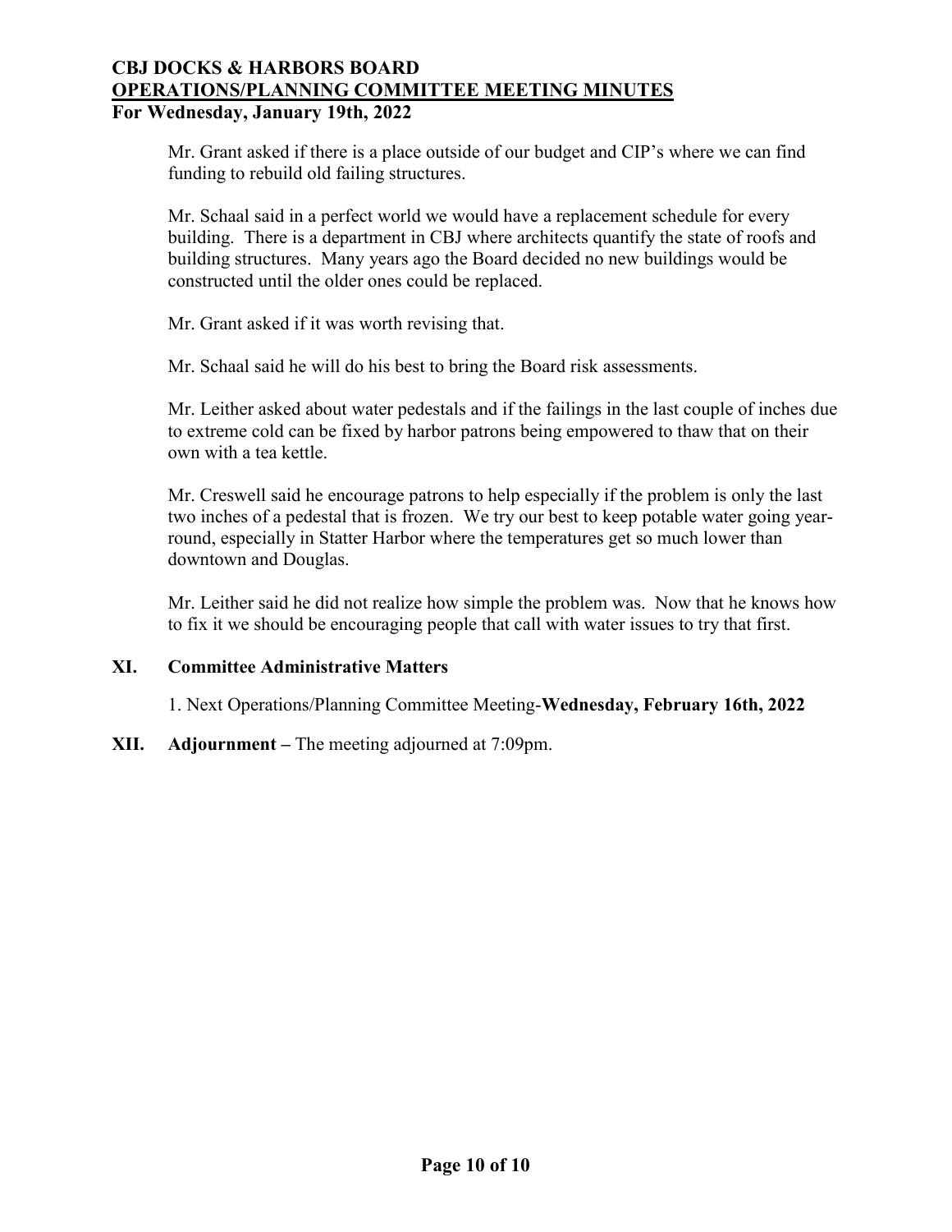Mr. Grant asked if there is a place outside of our budget and CIP's where we can find funding to rebuild old failing structures.

Mr. Schaal said in a perfect world we would have a replacement schedule for every building. There is a department in CBJ where architects quantify the state of roofs and building structures. Many years ago the Board decided no new buildings would be constructed until the older ones could be replaced.

Mr. Grant asked if it was worth revising that.

Mr. Schaal said he will do his best to bring the Board risk assessments.

Mr. Leither asked about water pedestals and if the failings in the last couple of inches due to extreme cold can be fixed by harbor patrons being empowered to thaw that on their own with a tea kettle.

Mr. Creswell said he encourage patrons to help especially if the problem is only the last two inches of a pedestal that is frozen. We try our best to keep potable water going year-round, especially in Statter Harbor where the temperatures get so much lower than downtown and Douglas.

Mr. Leither said he did not realize how simple the problem was. Now that he knows how to fix it we should be encouraging people that call with water issues to try that first.

## XI. Committee Administrative Matters

1. Next Operations/Planning Committee Meeting-**Wednesday, February 16th, 2022**

## XII. Adjournment – The meeting adjourned at 7:09pm.